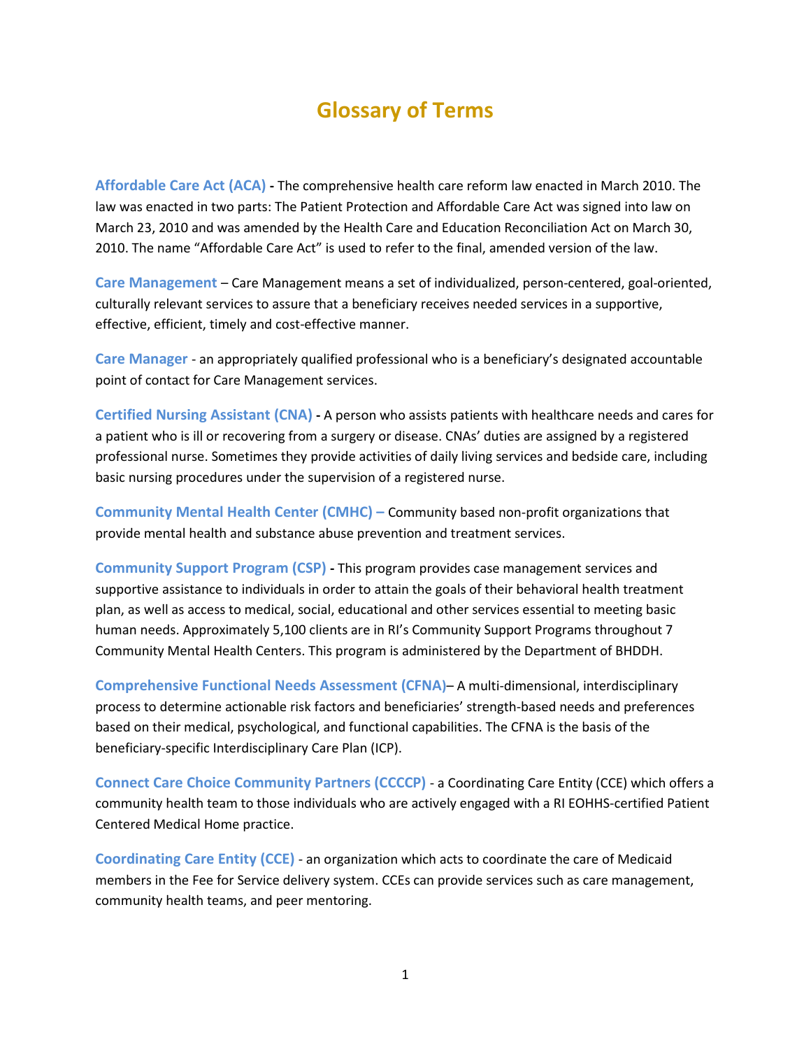# Glossary of Terms

**Affordable Care Act (ACA)** - The comprehensive health care reform law enacted in March 2010. The law was enacted in two parts: The Patient Protection and Affordable Care Act was signed into law on March 23, 2010 and was amended by the Health Care and Education Reconciliation Act on March 30, 2010. The name "Affordable Care Act" is used to refer to the final, amended version of the law.

**Care Management** – Care Management means a set of individualized, person-centered, goal-oriented, culturally relevant services to assure that a beneficiary receives needed services in a supportive, effective, efficient, timely and cost-effective manner.

**Care Manager** - an appropriately qualified professional who is a beneficiary's designated accountable point of contact for Care Management services.

**Certified Nursing Assistant (CNA)** - A person who assists patients with healthcare needs and cares for a patient who is ill or recovering from a surgery or disease. CNAs' duties are assigned by a registered professional nurse. Sometimes they provide activities of daily living services and bedside care, including basic nursing procedures under the supervision of a registered nurse.

**Community Mental Health Center (CMHC)** – Community based non-profit organizations that provide mental health and substance abuse prevention and treatment services.

**Community Support Program (CSP)** - This program provides case management services and supportive assistance to individuals in order to attain the goals of their behavioral health treatment plan, as well as access to medical, social, educational and other services essential to meeting basic human needs. Approximately 5,100 clients are in RI's Community Support Programs throughout 7 Community Mental Health Centers. This program is administered by the Department of BHDDH.

**Comprehensive Functional Needs Assessment (CFNA)**– A multi-dimensional, interdisciplinary process to determine actionable risk factors and beneficiaries' strength-based needs and preferences based on their medical, psychological, and functional capabilities. The CFNA is the basis of the beneficiary-specific Interdisciplinary Care Plan (ICP).

**Connect Care Choice Community Partners (CCCCP)** - a Coordinating Care Entity (CCE) which offers a community health team to those individuals who are actively engaged with a RI EOHHS-certified Patient Centered Medical Home practice.

**Coordinating Care Entity (CCE)** - an organization which acts to coordinate the care of Medicaid members in the Fee for Service delivery system. CCEs can provide services such as care management, community health teams, and peer mentoring.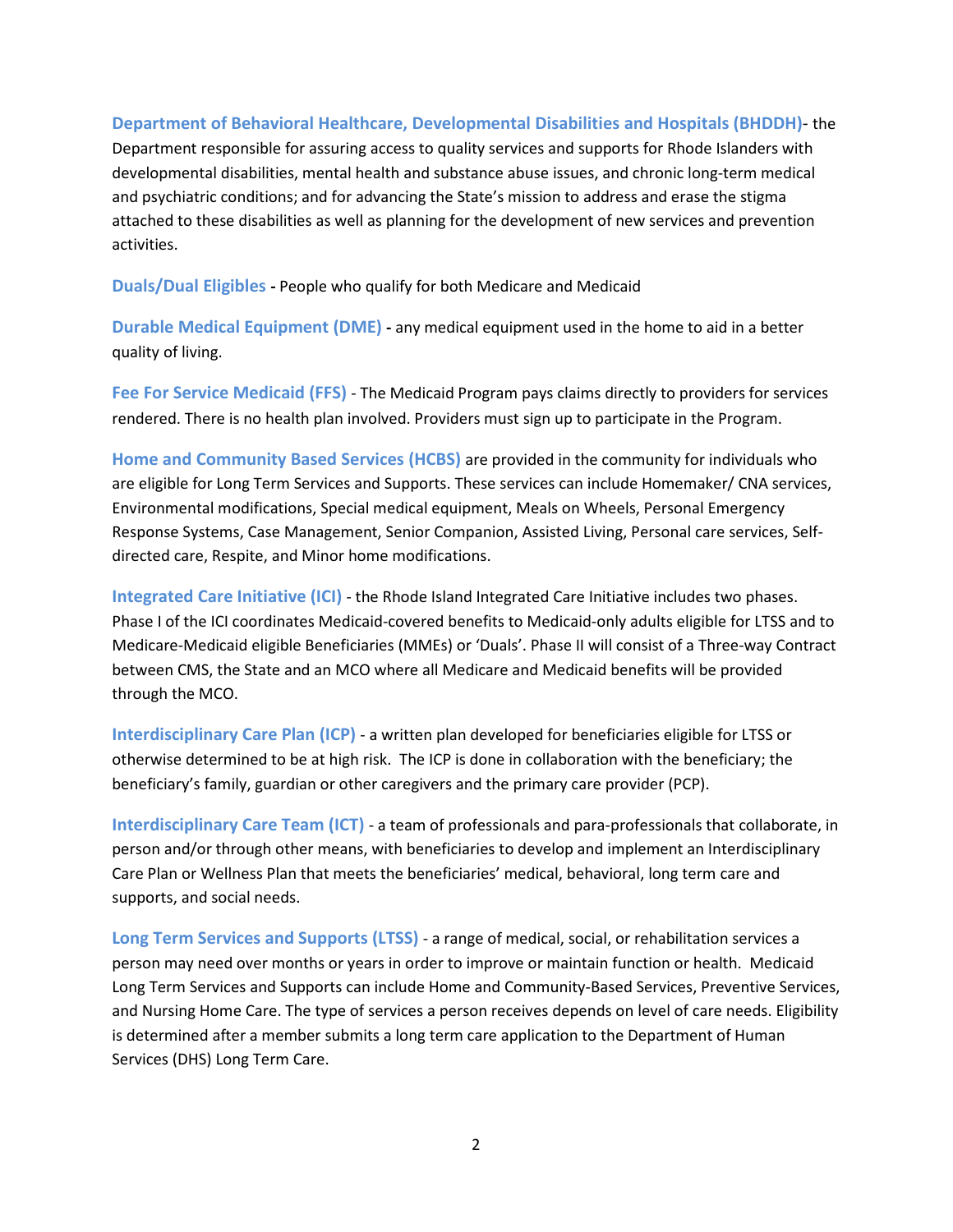**Department of Behavioral Healthcare, Developmental Disabilities and Hospitals (BHDDH)**- the Department responsible for assuring access to quality services and supports for Rhode Islanders with developmental disabilities, mental health and substance abuse issues, and chronic long-term medical and psychiatric conditions; and for advancing the State's mission to address and erase the stigma attached to these disabilities as well as planning for the development of new services and prevention activities.

**Duals/Dual Eligibles -** People who qualify for both Medicare and Medicaid

**Durable Medical Equipment (DME) -** any medical equipment used in the home to aid in a better quality of living.

**Fee For Service Medicaid (FFS)** - The Medicaid Program pays claims directly to providers for services rendered. There is no health plan involved. Providers must sign up to participate in the Program.

**Home and Community Based Services (HCBS)** are provided in the community for individuals who are eligible for Long Term Services and Supports. These services can include Homemaker/ CNA services, Environmental modifications, Special medical equipment, Meals on Wheels, Personal Emergency Response Systems, Case Management, Senior Companion, Assisted Living, Personal care services, Self-directed care, Respite, and Minor home modifications.

**Integrated Care Initiative (ICI)** - the Rhode Island Integrated Care Initiative includes two phases. Phase I of the ICI coordinates Medicaid-covered benefits to Medicaid-only adults eligible for LTSS and to Medicare-Medicaid eligible Beneficiaries (MMEs) or 'Duals'. Phase II will consist of a Three-way Contract between CMS, the State and an MCO where all Medicare and Medicaid benefits will be provided through the MCO.

**Interdisciplinary Care Plan (ICP)** - a written plan developed for beneficiaries eligible for LTSS or otherwise determined to be at high risk. The ICP is done in collaboration with the beneficiary; the beneficiary's family, guardian or other caregivers and the primary care provider (PCP).

**Interdisciplinary Care Team (ICT)** - a team of professionals and para-professionals that collaborate, in person and/or through other means, with beneficiaries to develop and implement an Interdisciplinary Care Plan or Wellness Plan that meets the beneficiaries' medical, behavioral, long term care and supports, and social needs.

**Long Term Services and Supports (LTSS)** - a range of medical, social, or rehabilitation services a person may need over months or years in order to improve or maintain function or health. Medicaid Long Term Services and Supports can include Home and Community-Based Services, Preventive Services, and Nursing Home Care. The type of services a person receives depends on level of care needs. Eligibility is determined after a member submits a long term care application to the Department of Human Services (DHS) Long Term Care.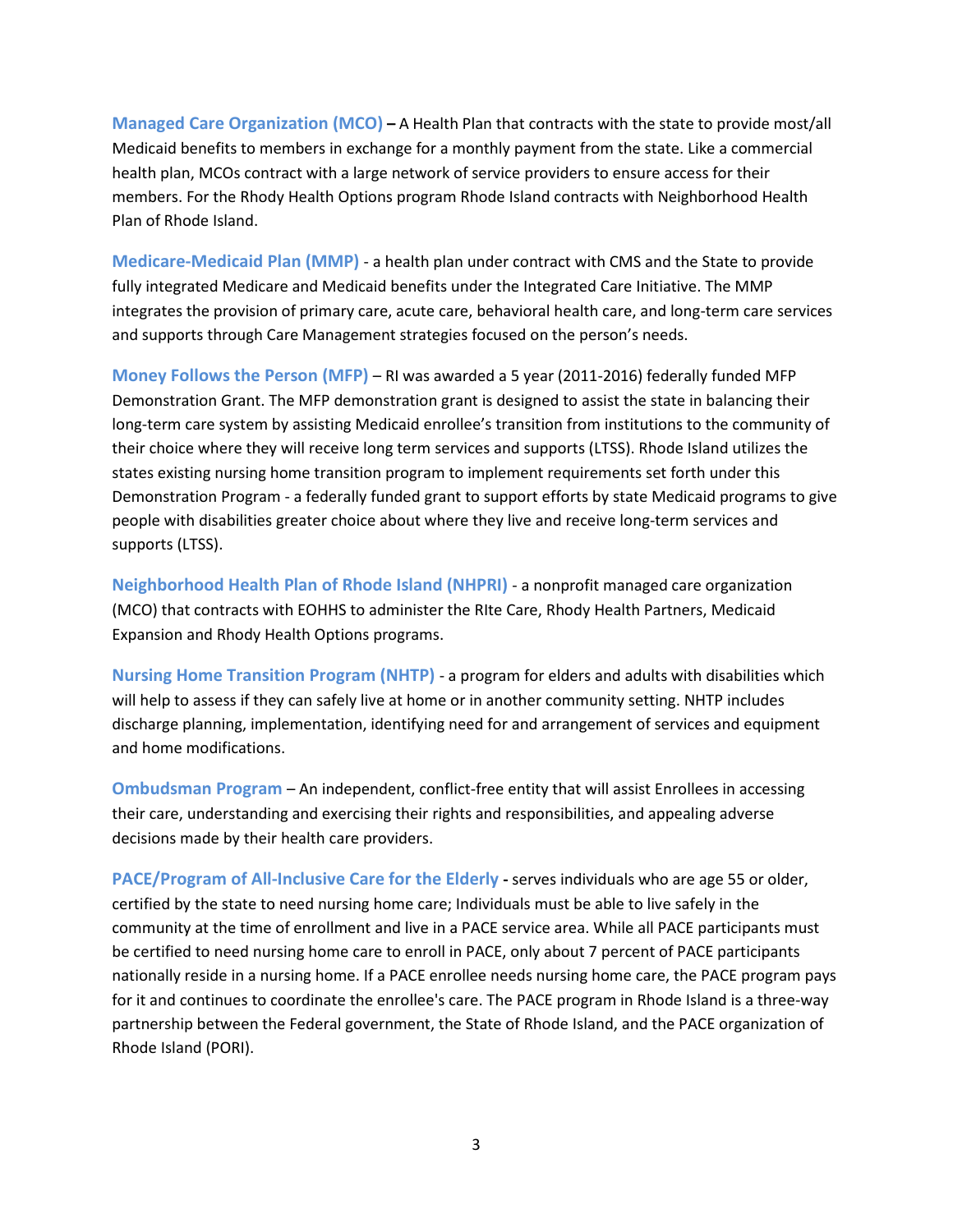**Managed Care Organization (MCO)** **–** A Health Plan that contracts with the state to provide most/all Medicaid benefits to members in exchange for a monthly payment from the state. Like a commercial health plan, MCOs contract with a large network of service providers to ensure access for their members. For the Rhody Health Options program Rhode Island contracts with Neighborhood Health Plan of Rhode Island.

**Medicare-Medicaid Plan (MMP)** - a health plan under contract with CMS and the State to provide fully integrated Medicare and Medicaid benefits under the Integrated Care Initiative. The MMP integrates the provision of primary care, acute care, behavioral health care, and long-term care services and supports through Care Management strategies focused on the person's needs.

**Money Follows the Person (MFP)** – RI was awarded a 5 year (2011-2016) federally funded MFP Demonstration Grant. The MFP demonstration grant is designed to assist the state in balancing their long-term care system by assisting Medicaid enrollee's transition from institutions to the community of their choice where they will receive long term services and supports (LTSS). Rhode Island utilizes the states existing nursing home transition program to implement requirements set forth under this Demonstration Program - a federally funded grant to support efforts by state Medicaid programs to give people with disabilities greater choice about where they live and receive long-term services and supports (LTSS).

**Neighborhood Health Plan of Rhode Island (NHPRI)** - a nonprofit managed care organization (MCO) that contracts with EOHHS to administer the RIte Care, Rhody Health Partners, Medicaid Expansion and Rhody Health Options programs.

**Nursing Home Transition Program (NHTP)** - a program for elders and adults with disabilities which will help to assess if they can safely live at home or in another community setting. NHTP includes discharge planning, implementation, identifying need for and arrangement of services and equipment and home modifications.

**Ombudsman Program** – An independent, conflict-free entity that will assist Enrollees in accessing their care, understanding and exercising their rights and responsibilities, and appealing adverse decisions made by their health care providers.

**PACE/Program of All-Inclusive Care for the Elderly** **-** serves individuals who are age 55 or older, certified by the state to need nursing home care; Individuals must be able to live safely in the community at the time of enrollment and live in a PACE service area. While all PACE participants must be certified to need nursing home care to enroll in PACE, only about 7 percent of PACE participants nationally reside in a nursing home. If a PACE enrollee needs nursing home care, the PACE program pays for it and continues to coordinate the enrollee's care. The PACE program in Rhode Island is a three-way partnership between the Federal government, the State of Rhode Island, and the PACE organization of Rhode Island (PORI).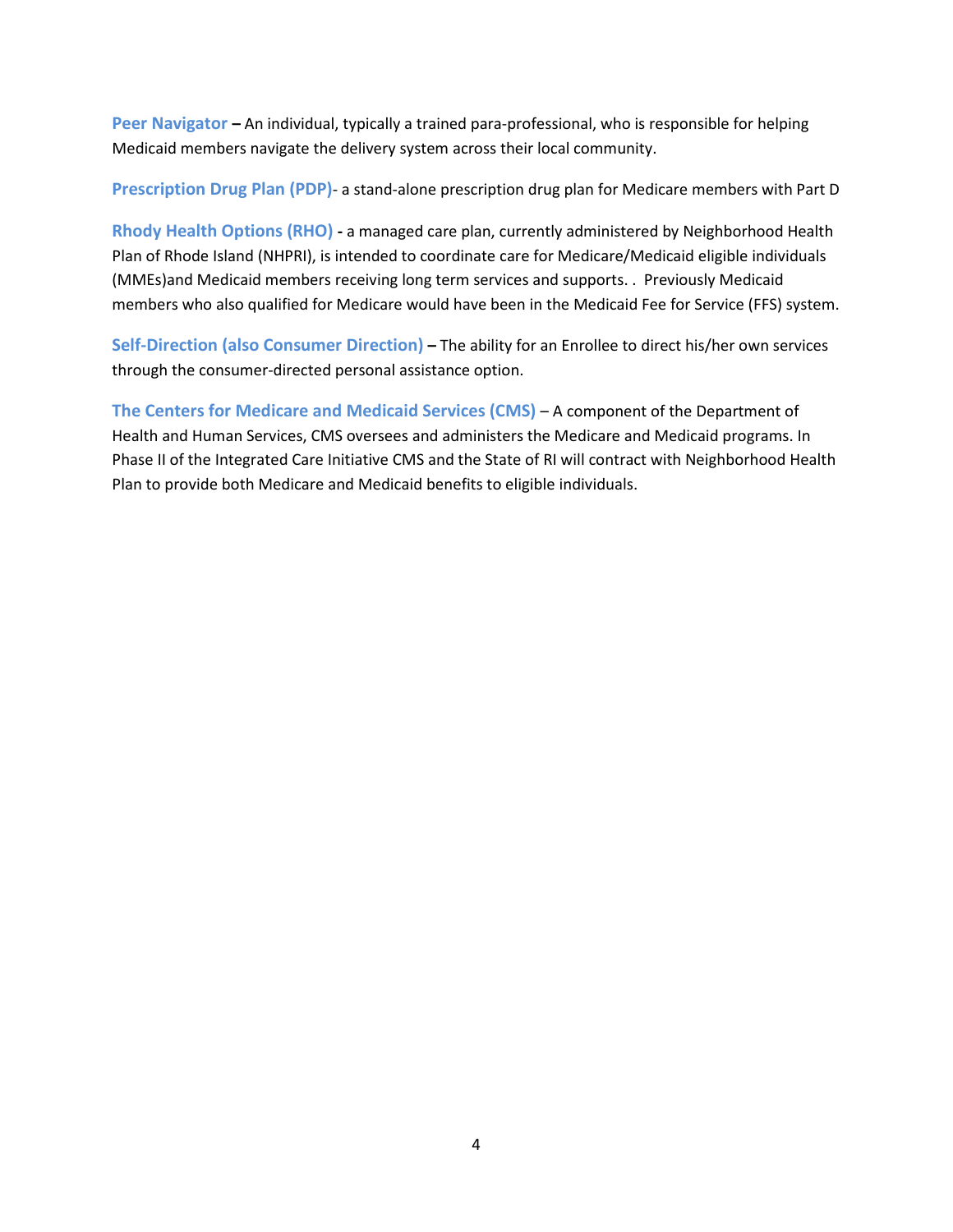**Peer Navigator** – An individual, typically a trained para-professional, who is responsible for helping Medicaid members navigate the delivery system across their local community.

**Prescription Drug Plan (PDP)**- a stand-alone prescription drug plan for Medicare members with Part D

**Rhody Health Options (RHO)** - a managed care plan, currently administered by Neighborhood Health Plan of Rhode Island (NHPRI), is intended to coordinate care for Medicare/Medicaid eligible individuals (MMEs)and Medicaid members receiving long term services and supports. . Previously Medicaid members who also qualified for Medicare would have been in the Medicaid Fee for Service (FFS) system.

**Self-Direction (also Consumer Direction)** – The ability for an Enrollee to direct his/her own services through the consumer-directed personal assistance option.

**The Centers for Medicare and Medicaid Services (CMS)** – A component of the Department of Health and Human Services, CMS oversees and administers the Medicare and Medicaid programs. In Phase II of the Integrated Care Initiative CMS and the State of RI will contract with Neighborhood Health Plan to provide both Medicare and Medicaid benefits to eligible individuals.